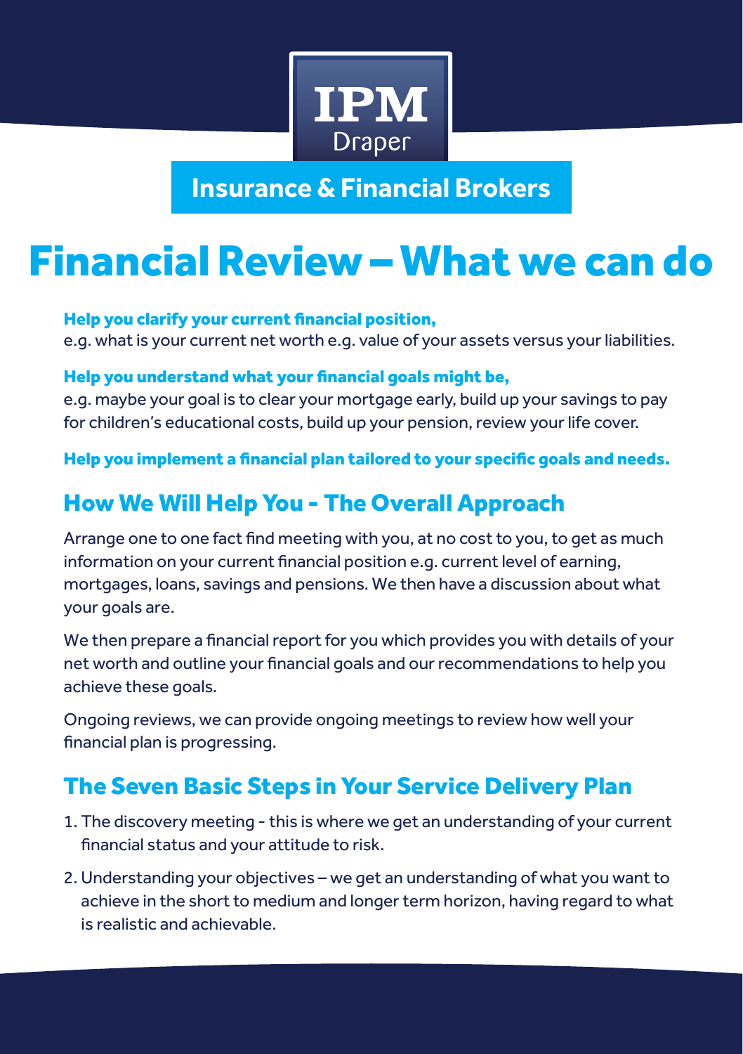# IPM Draper

**Insurance & Financial Brokers**

# Financial Review – What we can do

**Help you clarify your current financial position,**
e.g. what is your current net worth e.g. value of your assets versus your liabilities.

**Help you understand what your financial goals might be,**
e.g. maybe your goal is to clear your mortgage early, build up your savings to pay for children's educational costs, build up your pension, review your life cover.

**Help you implement a financial plan tailored to your specific goals and needs.**

## How We Will Help You - The Overall Approach

Arrange one to one fact find meeting with you, at no cost to you, to get as much information on your current financial position e.g. current level of earning, mortgages, loans, savings and pensions. We then have a discussion about what your goals are.

We then prepare a financial report for you which provides you with details of your net worth and outline your financial goals and our recommendations to help you achieve these goals.

Ongoing reviews, we can provide ongoing meetings to review how well your financial plan is progressing.

## The Seven Basic Steps in Your Service Delivery Plan

1. The discovery meeting - this is where we get an understanding of your current financial status and your attitude to risk.
2. Understanding your objectives – we get an understanding of what you want to achieve in the short to medium and longer term horizon, having regard to what is realistic and achievable.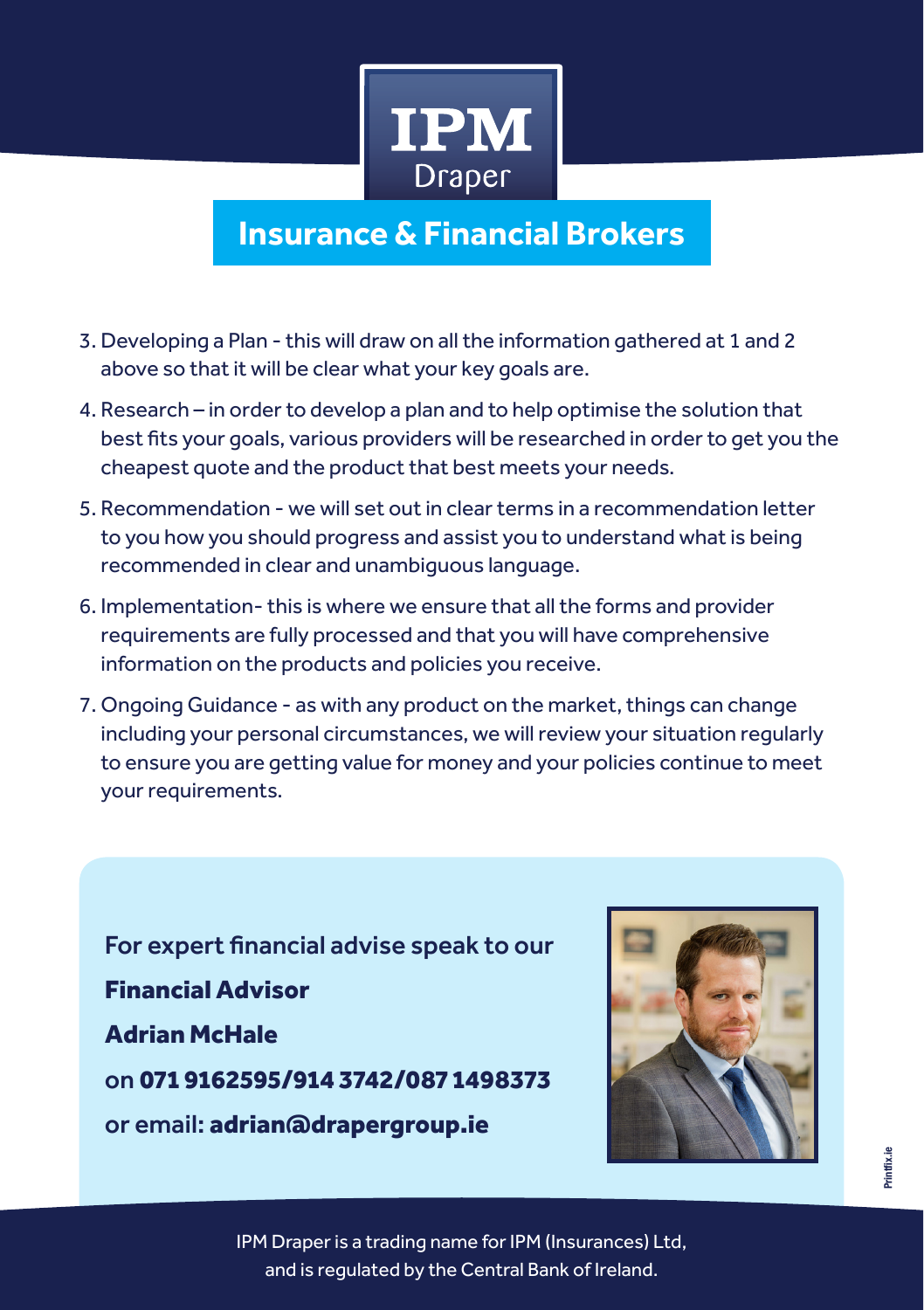# IPM Draper

## Insurance & Financial Brokers

3. Developing a Plan - this will draw on all the information gathered at 1 and 2 above so that it will be clear what your key goals are.
4. Research – in order to develop a plan and to help optimise the solution that best fits your goals, various providers will be researched in order to get you the cheapest quote and the product that best meets your needs.
5. Recommendation - we will set out in clear terms in a recommendation letter to you how you should progress and assist you to understand what is being recommended in clear and unambiguous language.
6. Implementation- this is where we ensure that all the forms and provider requirements are fully processed and that you will have comprehensive information on the products and policies you receive.
7. Ongoing Guidance - as with any product on the market, things can change including your personal circumstances, we will review your situation regularly to ensure you are getting value for money and your policies continue to meet your requirements.

For expert financial advise speak to our

**Financial Advisor**

**Adrian McHale**

on **071 9162595/914 3742/087 1498373**

or email: **adrian@drapergroup.ie**

IPM Draper is a trading name for IPM (Insurances) Ltd, and is regulated by the Central Bank of Ireland.

Printfix.ie